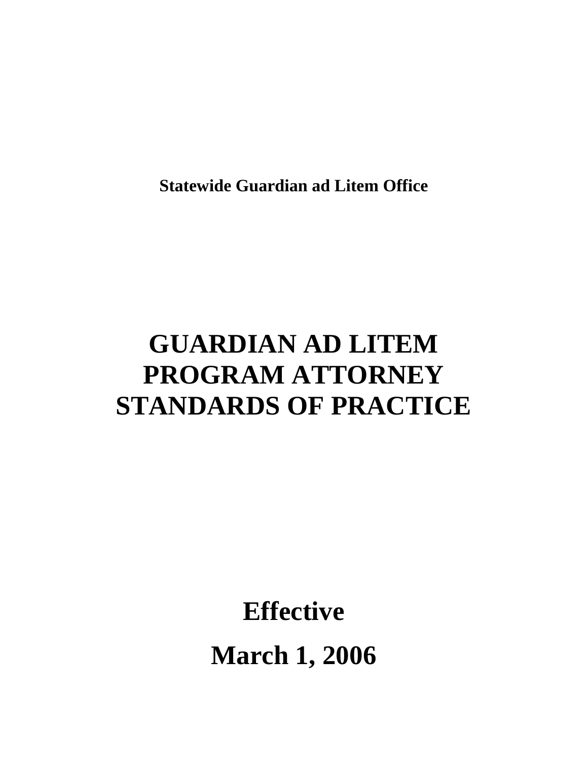**Statewide Guardian ad Litem Office**

# GUARDIAN AD LITEM PROGRAM ATTORNEY STANDARDS OF PRACTICE

## Effective

## March 1, 2006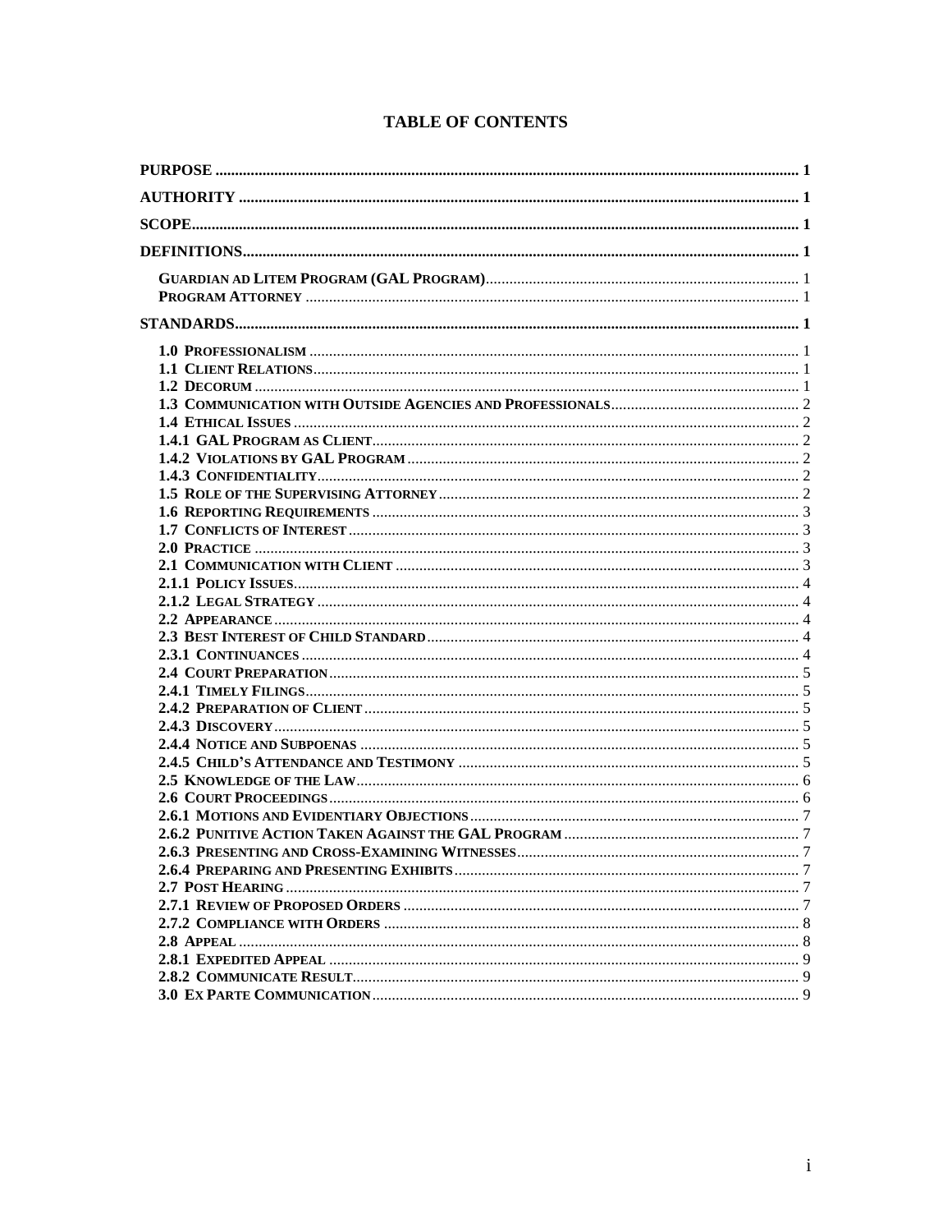# TABLE OF CONTENTS

**PURPOSE** ... 1

**AUTHORITY** ... 1

**SCOPE** ... 1

**DEFINITIONS** ... 1

- **Guardian ad Litem Program (GAL Program)** ... 1
- **Program Attorney** ... 1

**STANDARDS** ... 1

- **1.0 Professionalism** ... 1
- **1.1 Client Relations** ... 1
- **1.2 Decorum** ... 1
- **1.3 Communication with Outside Agencies and Professionals** ... 2
- **1.4 Ethical Issues** ... 2
- **1.4.1 GAL Program as Client** ... 2
- **1.4.2 Violations by GAL Program** ... 2
- **1.4.3 Confidentiality** ... 2
- **1.5 Role of the Supervising Attorney** ... 2
- **1.6 Reporting Requirements** ... 3
- **1.7 Conflicts of Interest** ... 3
- **2.0 Practice** ... 3
- **2.1 Communication with Client** ... 3
- **2.1.1 Policy Issues** ... 4
- **2.1.2 Legal Strategy** ... 4
- **2.2 Appearance** ... 4
- **2.3 Best Interest of Child Standard** ... 4
- **2.3.1 Continuances** ... 4
- **2.4 Court Preparation** ... 5
- **2.4.1 Timely Filings** ... 5
- **2.4.2 Preparation of Client** ... 5
- **2.4.3 Discovery** ... 5
- **2.4.4 Notice and Subpoenas** ... 5
- **2.4.5 Child's Attendance and Testimony** ... 5
- **2.5 Knowledge of the Law** ... 6
- **2.6 Court Proceedings** ... 6
- **2.6.1 Motions and Evidentiary Objections** ... 7
- **2.6.2 Punitive Action Taken Against the GAL Program** ... 7
- **2.6.3 Presenting and Cross-Examining Witnesses** ... 7
- **2.6.4 Preparing and Presenting Exhibits** ... 7
- **2.7 Post Hearing** ... 7
- **2.7.1 Review of Proposed Orders** ... 7
- **2.7.2 Compliance with Orders** ... 8
- **2.8 Appeal** ... 8
- **2.8.1 Expedited Appeal** ... 9
- **2.8.2 Communicate Result** ... 9
- **3.0 Ex Parte Communication** ... 9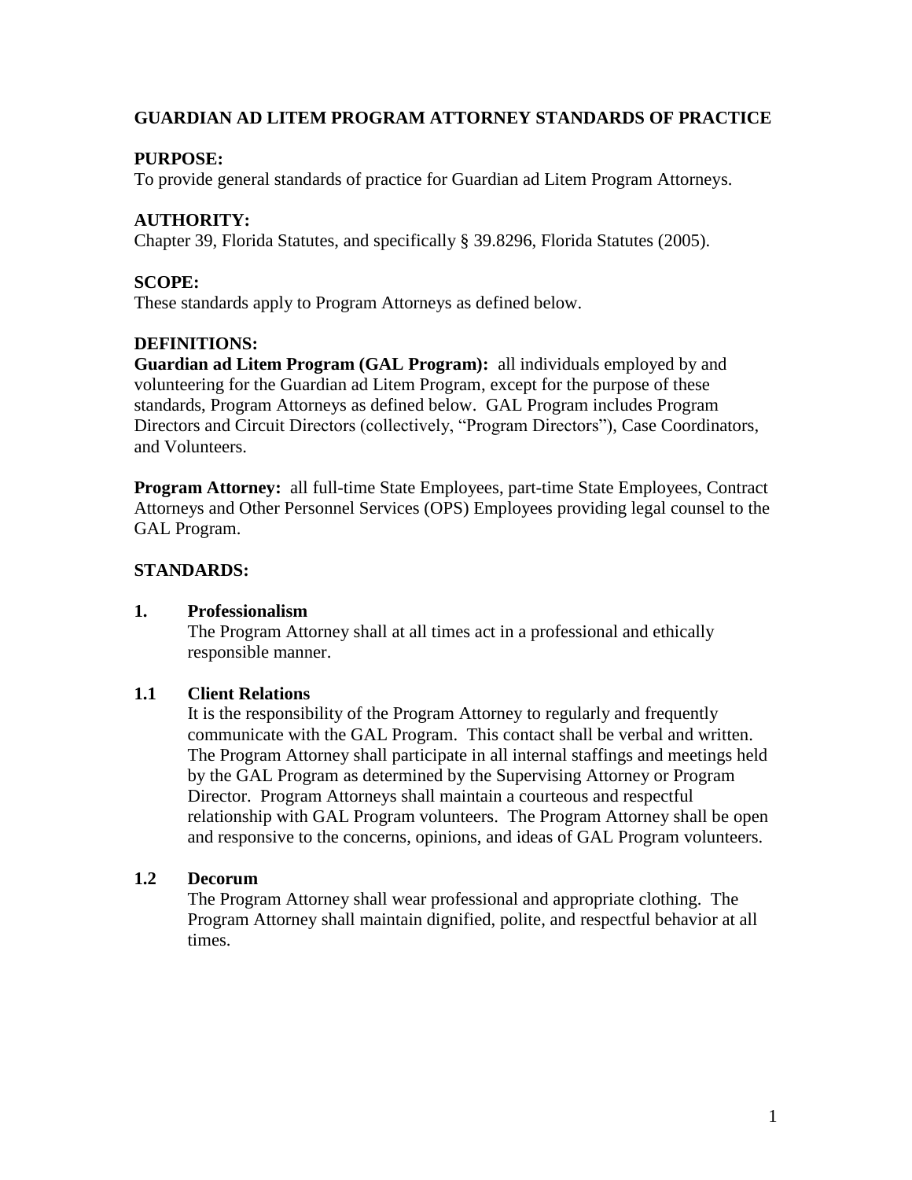# GUARDIAN AD LITEM PROGRAM ATTORNEY STANDARDS OF PRACTICE

## PURPOSE:

To provide general standards of practice for Guardian ad Litem Program Attorneys.

## AUTHORITY:

Chapter 39, Florida Statutes, and specifically § 39.8296, Florida Statutes (2005).

## SCOPE:

These standards apply to Program Attorneys as defined below.

## DEFINITIONS:

**Guardian ad Litem Program (GAL Program):** all individuals employed by and volunteering for the Guardian ad Litem Program, except for the purpose of these standards, Program Attorneys as defined below. GAL Program includes Program Directors and Circuit Directors (collectively, "Program Directors"), Case Coordinators, and Volunteers.

**Program Attorney:** all full-time State Employees, part-time State Employees, Contract Attorneys and Other Personnel Services (OPS) Employees providing legal counsel to the GAL Program.

## STANDARDS:

### 1. Professionalism

The Program Attorney shall at all times act in a professional and ethically responsible manner.

### 1.1 Client Relations

It is the responsibility of the Program Attorney to regularly and frequently communicate with the GAL Program. This contact shall be verbal and written. The Program Attorney shall participate in all internal staffings and meetings held by the GAL Program as determined by the Supervising Attorney or Program Director. Program Attorneys shall maintain a courteous and respectful relationship with GAL Program volunteers. The Program Attorney shall be open and responsive to the concerns, opinions, and ideas of GAL Program volunteers.

### 1.2 Decorum

The Program Attorney shall wear professional and appropriate clothing. The Program Attorney shall maintain dignified, polite, and respectful behavior at all times.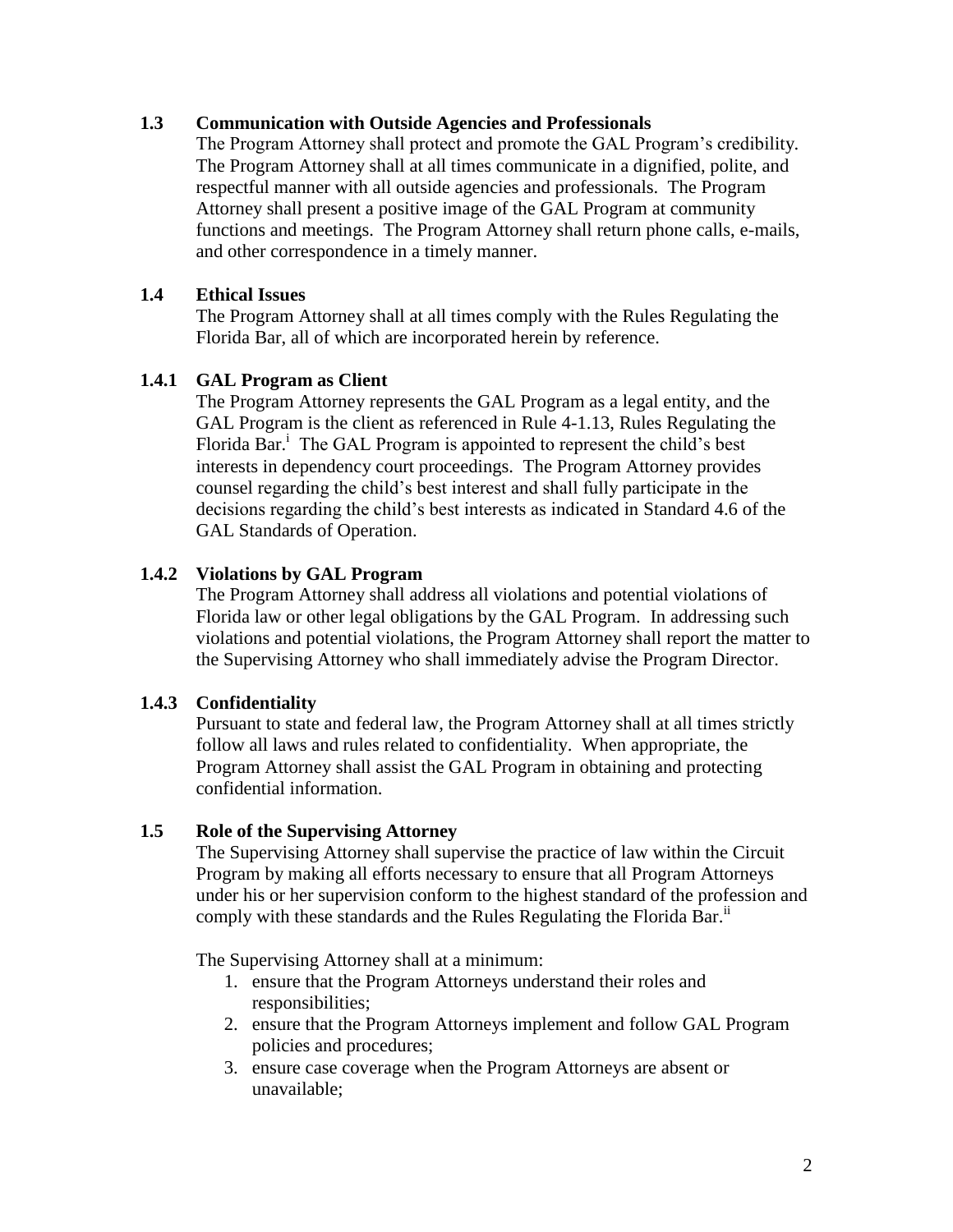### 1.3 Communication with Outside Agencies and Professionals

The Program Attorney shall protect and promote the GAL Program's credibility. The Program Attorney shall at all times communicate in a dignified, polite, and respectful manner with all outside agencies and professionals. The Program Attorney shall present a positive image of the GAL Program at community functions and meetings. The Program Attorney shall return phone calls, e-mails, and other correspondence in a timely manner.

### 1.4 Ethical Issues

The Program Attorney shall at all times comply with the Rules Regulating the Florida Bar, all of which are incorporated herein by reference.

### 1.4.1 GAL Program as Client

The Program Attorney represents the GAL Program as a legal entity, and the GAL Program is the client as referenced in Rule 4-1.13, Rules Regulating the Florida Bar.[i] The GAL Program is appointed to represent the child's best interests in dependency court proceedings. The Program Attorney provides counsel regarding the child's best interest and shall fully participate in the decisions regarding the child's best interests as indicated in Standard 4.6 of the GAL Standards of Operation.

### 1.4.2 Violations by GAL Program

The Program Attorney shall address all violations and potential violations of Florida law or other legal obligations by the GAL Program. In addressing such violations and potential violations, the Program Attorney shall report the matter to the Supervising Attorney who shall immediately advise the Program Director.

### 1.4.3 Confidentiality

Pursuant to state and federal law, the Program Attorney shall at all times strictly follow all laws and rules related to confidentiality. When appropriate, the Program Attorney shall assist the GAL Program in obtaining and protecting confidential information.

### 1.5 Role of the Supervising Attorney

The Supervising Attorney shall supervise the practice of law within the Circuit Program by making all efforts necessary to ensure that all Program Attorneys under his or her supervision conform to the highest standard of the profession and comply with these standards and the Rules Regulating the Florida Bar.[ii]

The Supervising Attorney shall at a minimum:

1. ensure that the Program Attorneys understand their roles and responsibilities;
2. ensure that the Program Attorneys implement and follow GAL Program policies and procedures;
3. ensure case coverage when the Program Attorneys are absent or unavailable;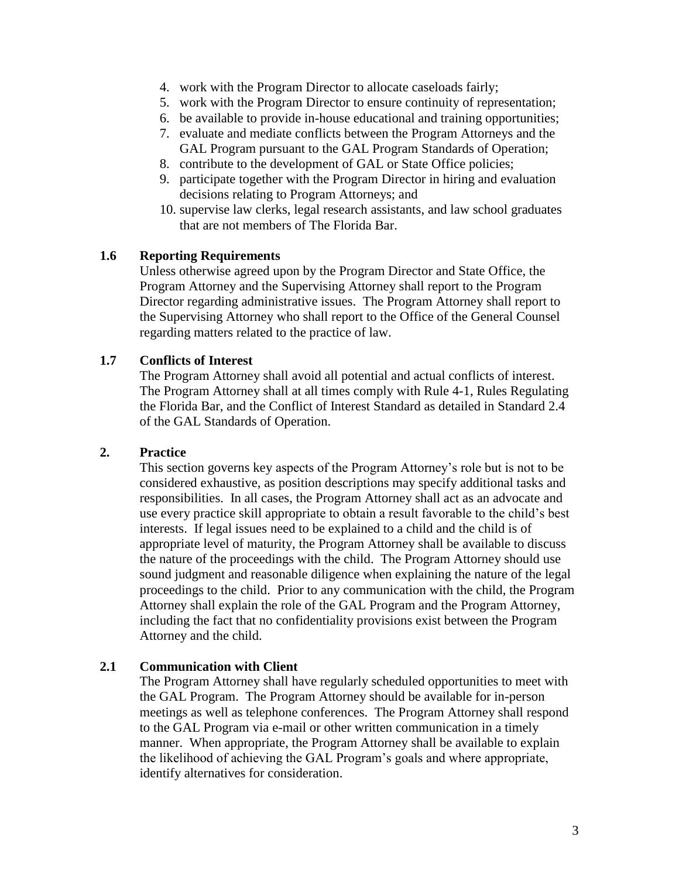4. work with the Program Director to allocate caseloads fairly;
5. work with the Program Director to ensure continuity of representation;
6. be available to provide in-house educational and training opportunities;
7. evaluate and mediate conflicts between the Program Attorneys and the GAL Program pursuant to the GAL Program Standards of Operation;
8. contribute to the development of GAL or State Office policies;
9. participate together with the Program Director in hiring and evaluation decisions relating to Program Attorneys; and
10. supervise law clerks, legal research assistants, and law school graduates that are not members of The Florida Bar.

### 1.6 Reporting Requirements

Unless otherwise agreed upon by the Program Director and State Office, the Program Attorney and the Supervising Attorney shall report to the Program Director regarding administrative issues. The Program Attorney shall report to the Supervising Attorney who shall report to the Office of the General Counsel regarding matters related to the practice of law.

### 1.7 Conflicts of Interest

The Program Attorney shall avoid all potential and actual conflicts of interest. The Program Attorney shall at all times comply with Rule 4-1, Rules Regulating the Florida Bar, and the Conflict of Interest Standard as detailed in Standard 2.4 of the GAL Standards of Operation.

## 2. Practice

This section governs key aspects of the Program Attorney's role but is not to be considered exhaustive, as position descriptions may specify additional tasks and responsibilities. In all cases, the Program Attorney shall act as an advocate and use every practice skill appropriate to obtain a result favorable to the child's best interests. If legal issues need to be explained to a child and the child is of appropriate level of maturity, the Program Attorney shall be available to discuss the nature of the proceedings with the child. The Program Attorney should use sound judgment and reasonable diligence when explaining the nature of the legal proceedings to the child. Prior to any communication with the child, the Program Attorney shall explain the role of the GAL Program and the Program Attorney, including the fact that no confidentiality provisions exist between the Program Attorney and the child.

### 2.1 Communication with Client

The Program Attorney shall have regularly scheduled opportunities to meet with the GAL Program. The Program Attorney should be available for in-person meetings as well as telephone conferences. The Program Attorney shall respond to the GAL Program via e-mail or other written communication in a timely manner. When appropriate, the Program Attorney shall be available to explain the likelihood of achieving the GAL Program's goals and where appropriate, identify alternatives for consideration.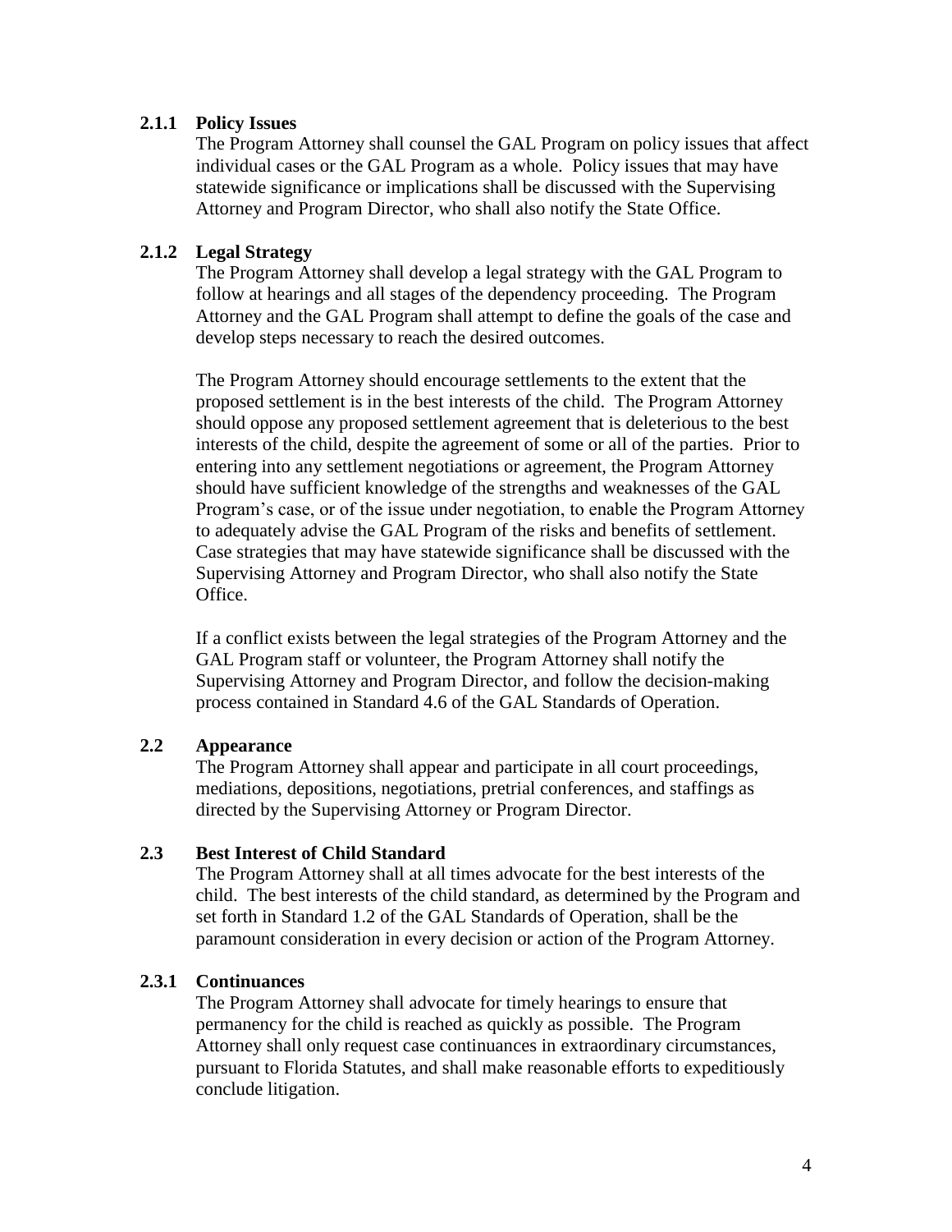### 2.1.1 Policy Issues

The Program Attorney shall counsel the GAL Program on policy issues that affect individual cases or the GAL Program as a whole. Policy issues that may have statewide significance or implications shall be discussed with the Supervising Attorney and Program Director, who shall also notify the State Office.

### 2.1.2 Legal Strategy

The Program Attorney shall develop a legal strategy with the GAL Program to follow at hearings and all stages of the dependency proceeding. The Program Attorney and the GAL Program shall attempt to define the goals of the case and develop steps necessary to reach the desired outcomes.

The Program Attorney should encourage settlements to the extent that the proposed settlement is in the best interests of the child. The Program Attorney should oppose any proposed settlement agreement that is deleterious to the best interests of the child, despite the agreement of some or all of the parties. Prior to entering into any settlement negotiations or agreement, the Program Attorney should have sufficient knowledge of the strengths and weaknesses of the GAL Program's case, or of the issue under negotiation, to enable the Program Attorney to adequately advise the GAL Program of the risks and benefits of settlement. Case strategies that may have statewide significance shall be discussed with the Supervising Attorney and Program Director, who shall also notify the State Office.

If a conflict exists between the legal strategies of the Program Attorney and the GAL Program staff or volunteer, the Program Attorney shall notify the Supervising Attorney and Program Director, and follow the decision-making process contained in Standard 4.6 of the GAL Standards of Operation.

### 2.2 Appearance

The Program Attorney shall appear and participate in all court proceedings, mediations, depositions, negotiations, pretrial conferences, and staffings as directed by the Supervising Attorney or Program Director.

### 2.3 Best Interest of Child Standard

The Program Attorney shall at all times advocate for the best interests of the child. The best interests of the child standard, as determined by the Program and set forth in Standard 1.2 of the GAL Standards of Operation, shall be the paramount consideration in every decision or action of the Program Attorney.

### 2.3.1 Continuances

The Program Attorney shall advocate for timely hearings to ensure that permanency for the child is reached as quickly as possible. The Program Attorney shall only request case continuances in extraordinary circumstances, pursuant to Florida Statutes, and shall make reasonable efforts to expeditiously conclude litigation.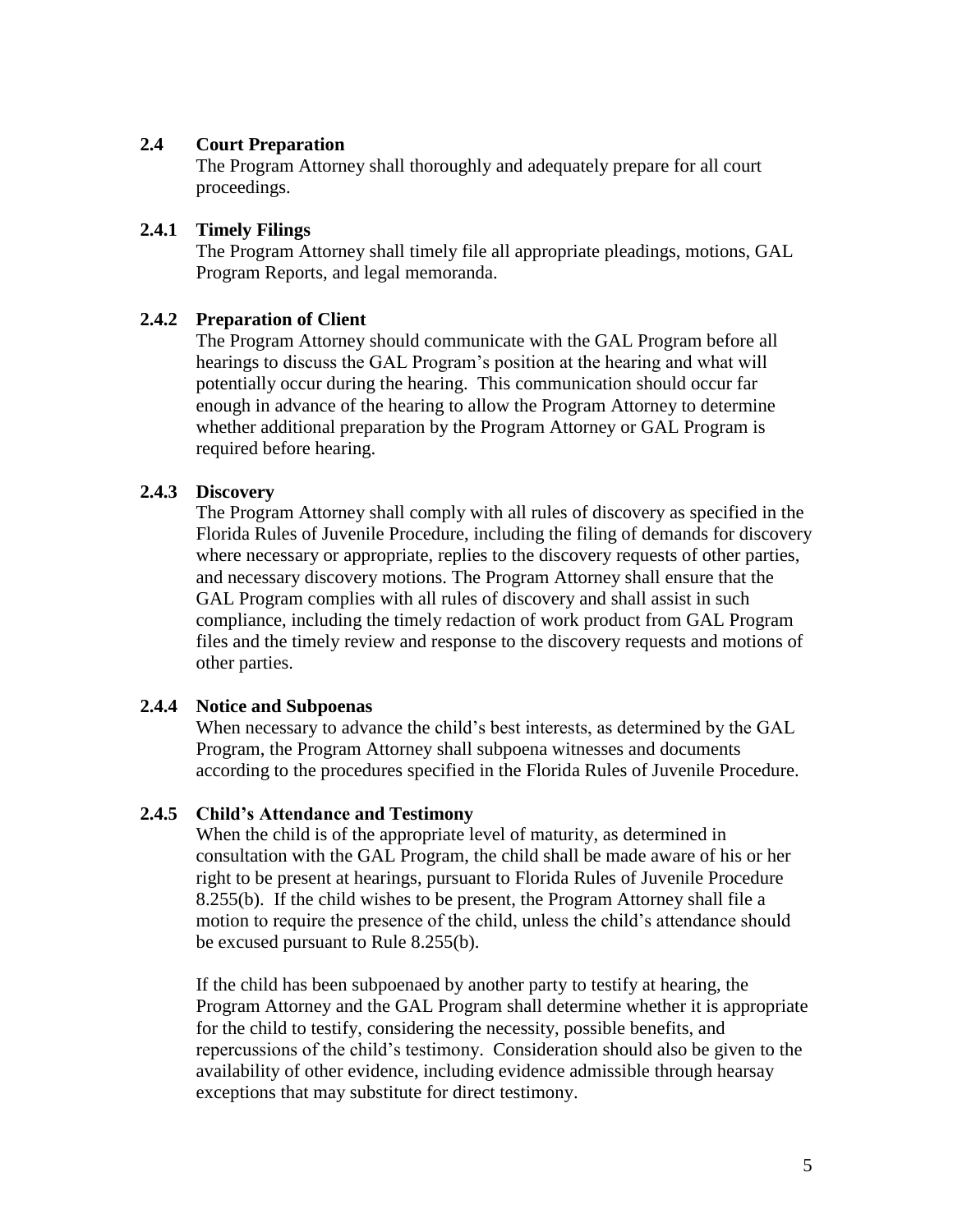### 2.4 Court Preparation

The Program Attorney shall thoroughly and adequately prepare for all court proceedings.

### 2.4.1 Timely Filings

The Program Attorney shall timely file all appropriate pleadings, motions, GAL Program Reports, and legal memoranda.

### 2.4.2 Preparation of Client

The Program Attorney should communicate with the GAL Program before all hearings to discuss the GAL Program's position at the hearing and what will potentially occur during the hearing. This communication should occur far enough in advance of the hearing to allow the Program Attorney to determine whether additional preparation by the Program Attorney or GAL Program is required before hearing.

### 2.4.3 Discovery

The Program Attorney shall comply with all rules of discovery as specified in the Florida Rules of Juvenile Procedure, including the filing of demands for discovery where necessary or appropriate, replies to the discovery requests of other parties, and necessary discovery motions. The Program Attorney shall ensure that the GAL Program complies with all rules of discovery and shall assist in such compliance, including the timely redaction of work product from GAL Program files and the timely review and response to the discovery requests and motions of other parties.

### 2.4.4 Notice and Subpoenas

When necessary to advance the child's best interests, as determined by the GAL Program, the Program Attorney shall subpoena witnesses and documents according to the procedures specified in the Florida Rules of Juvenile Procedure.

### 2.4.5 Child's Attendance and Testimony

When the child is of the appropriate level of maturity, as determined in consultation with the GAL Program, the child shall be made aware of his or her right to be present at hearings, pursuant to Florida Rules of Juvenile Procedure 8.255(b). If the child wishes to be present, the Program Attorney shall file a motion to require the presence of the child, unless the child's attendance should be excused pursuant to Rule 8.255(b).

If the child has been subpoenaed by another party to testify at hearing, the Program Attorney and the GAL Program shall determine whether it is appropriate for the child to testify, considering the necessity, possible benefits, and repercussions of the child's testimony. Consideration should also be given to the availability of other evidence, including evidence admissible through hearsay exceptions that may substitute for direct testimony.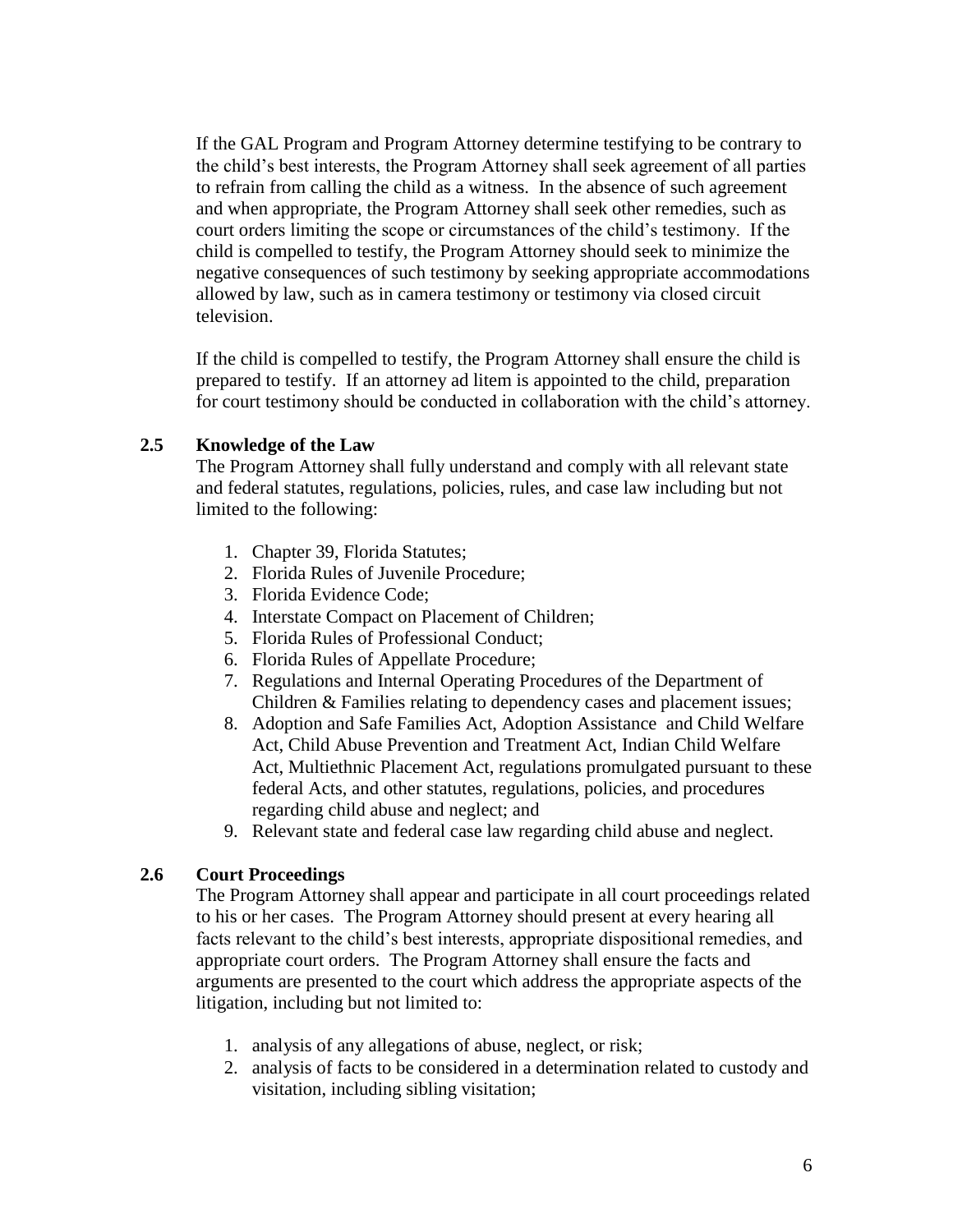If the GAL Program and Program Attorney determine testifying to be contrary to the child's best interests, the Program Attorney shall seek agreement of all parties to refrain from calling the child as a witness. In the absence of such agreement and when appropriate, the Program Attorney shall seek other remedies, such as court orders limiting the scope or circumstances of the child's testimony. If the child is compelled to testify, the Program Attorney should seek to minimize the negative consequences of such testimony by seeking appropriate accommodations allowed by law, such as in camera testimony or testimony via closed circuit television.

If the child is compelled to testify, the Program Attorney shall ensure the child is prepared to testify. If an attorney ad litem is appointed to the child, preparation for court testimony should be conducted in collaboration with the child's attorney.

### 2.5 Knowledge of the Law

The Program Attorney shall fully understand and comply with all relevant state and federal statutes, regulations, policies, rules, and case law including but not limited to the following:

1. Chapter 39, Florida Statutes;
2. Florida Rules of Juvenile Procedure;
3. Florida Evidence Code;
4. Interstate Compact on Placement of Children;
5. Florida Rules of Professional Conduct;
6. Florida Rules of Appellate Procedure;
7. Regulations and Internal Operating Procedures of the Department of Children & Families relating to dependency cases and placement issues;
8. Adoption and Safe Families Act, Adoption Assistance and Child Welfare Act, Child Abuse Prevention and Treatment Act, Indian Child Welfare Act, Multiethnic Placement Act, regulations promulgated pursuant to these federal Acts, and other statutes, regulations, policies, and procedures regarding child abuse and neglect; and
9. Relevant state and federal case law regarding child abuse and neglect.

### 2.6 Court Proceedings

The Program Attorney shall appear and participate in all court proceedings related to his or her cases. The Program Attorney should present at every hearing all facts relevant to the child's best interests, appropriate dispositional remedies, and appropriate court orders. The Program Attorney shall ensure the facts and arguments are presented to the court which address the appropriate aspects of the litigation, including but not limited to:

1. analysis of any allegations of abuse, neglect, or risk;
2. analysis of facts to be considered in a determination related to custody and visitation, including sibling visitation;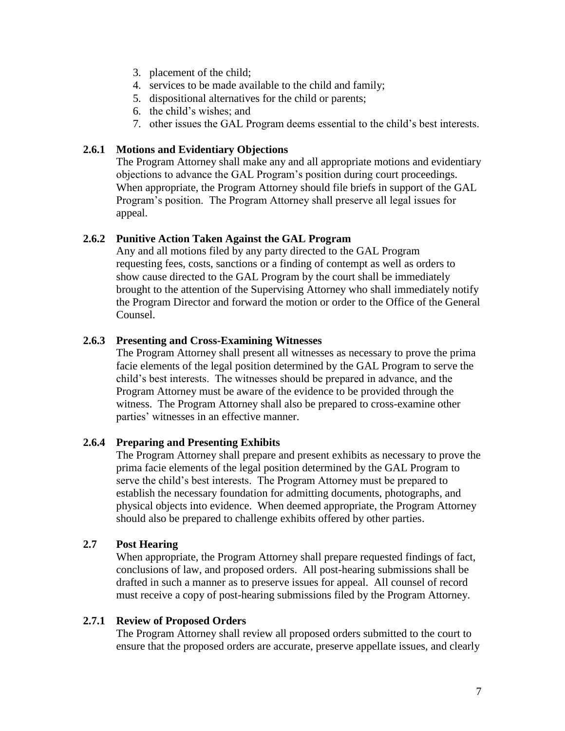3. placement of the child;
4. services to be made available to the child and family;
5. dispositional alternatives for the child or parents;
6. the child's wishes; and
7. other issues the GAL Program deems essential to the child's best interests.

### 2.6.1 Motions and Evidentiary Objections

The Program Attorney shall make any and all appropriate motions and evidentiary objections to advance the GAL Program's position during court proceedings. When appropriate, the Program Attorney should file briefs in support of the GAL Program's position. The Program Attorney shall preserve all legal issues for appeal.

### 2.6.2 Punitive Action Taken Against the GAL Program

Any and all motions filed by any party directed to the GAL Program requesting fees, costs, sanctions or a finding of contempt as well as orders to show cause directed to the GAL Program by the court shall be immediately brought to the attention of the Supervising Attorney who shall immediately notify the Program Director and forward the motion or order to the Office of the General Counsel.

### 2.6.3 Presenting and Cross-Examining Witnesses

The Program Attorney shall present all witnesses as necessary to prove the prima facie elements of the legal position determined by the GAL Program to serve the child's best interests. The witnesses should be prepared in advance, and the Program Attorney must be aware of the evidence to be provided through the witness. The Program Attorney shall also be prepared to cross-examine other parties' witnesses in an effective manner.

### 2.6.4 Preparing and Presenting Exhibits

The Program Attorney shall prepare and present exhibits as necessary to prove the prima facie elements of the legal position determined by the GAL Program to serve the child's best interests. The Program Attorney must be prepared to establish the necessary foundation for admitting documents, photographs, and physical objects into evidence. When deemed appropriate, the Program Attorney should also be prepared to challenge exhibits offered by other parties.

## 2.7 Post Hearing

When appropriate, the Program Attorney shall prepare requested findings of fact, conclusions of law, and proposed orders. All post-hearing submissions shall be drafted in such a manner as to preserve issues for appeal. All counsel of record must receive a copy of post-hearing submissions filed by the Program Attorney.

### 2.7.1 Review of Proposed Orders

The Program Attorney shall review all proposed orders submitted to the court to ensure that the proposed orders are accurate, preserve appellate issues, and clearly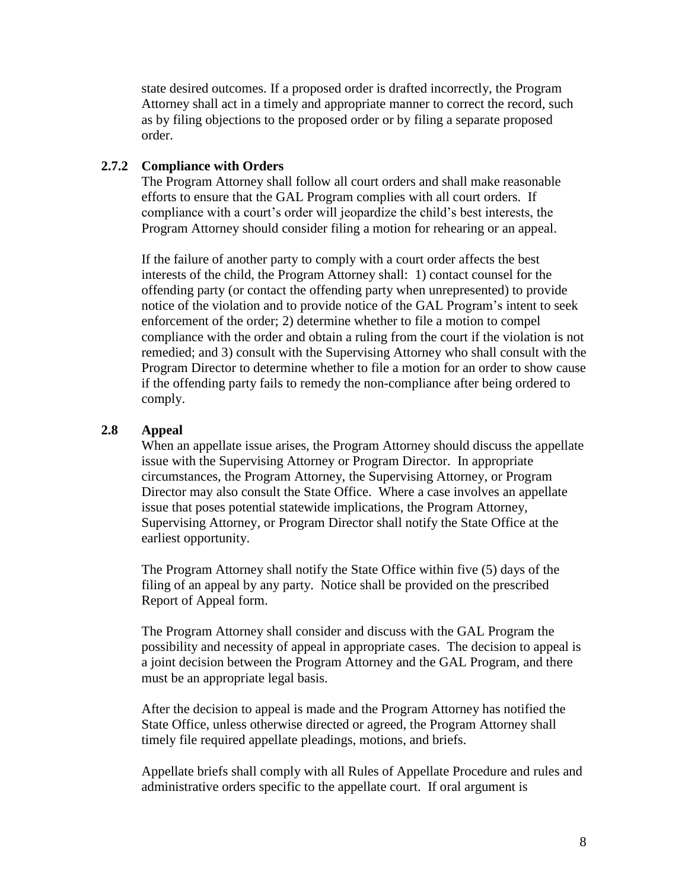state desired outcomes. If a proposed order is drafted incorrectly, the Program Attorney shall act in a timely and appropriate manner to correct the record, such as by filing objections to the proposed order or by filing a separate proposed order.

### 2.7.2 Compliance with Orders

The Program Attorney shall follow all court orders and shall make reasonable efforts to ensure that the GAL Program complies with all court orders. If compliance with a court's order will jeopardize the child's best interests, the Program Attorney should consider filing a motion for rehearing or an appeal.

If the failure of another party to comply with a court order affects the best interests of the child, the Program Attorney shall: 1) contact counsel for the offending party (or contact the offending party when unrepresented) to provide notice of the violation and to provide notice of the GAL Program's intent to seek enforcement of the order; 2) determine whether to file a motion to compel compliance with the order and obtain a ruling from the court if the violation is not remedied; and 3) consult with the Supervising Attorney who shall consult with the Program Director to determine whether to file a motion for an order to show cause if the offending party fails to remedy the non-compliance after being ordered to comply.

## 2.8 Appeal

When an appellate issue arises, the Program Attorney should discuss the appellate issue with the Supervising Attorney or Program Director. In appropriate circumstances, the Program Attorney, the Supervising Attorney, or Program Director may also consult the State Office. Where a case involves an appellate issue that poses potential statewide implications, the Program Attorney, Supervising Attorney, or Program Director shall notify the State Office at the earliest opportunity.

The Program Attorney shall notify the State Office within five (5) days of the filing of an appeal by any party. Notice shall be provided on the prescribed Report of Appeal form.

The Program Attorney shall consider and discuss with the GAL Program the possibility and necessity of appeal in appropriate cases. The decision to appeal is a joint decision between the Program Attorney and the GAL Program, and there must be an appropriate legal basis.

After the decision to appeal is made and the Program Attorney has notified the State Office, unless otherwise directed or agreed, the Program Attorney shall timely file required appellate pleadings, motions, and briefs.

Appellate briefs shall comply with all Rules of Appellate Procedure and rules and administrative orders specific to the appellate court. If oral argument is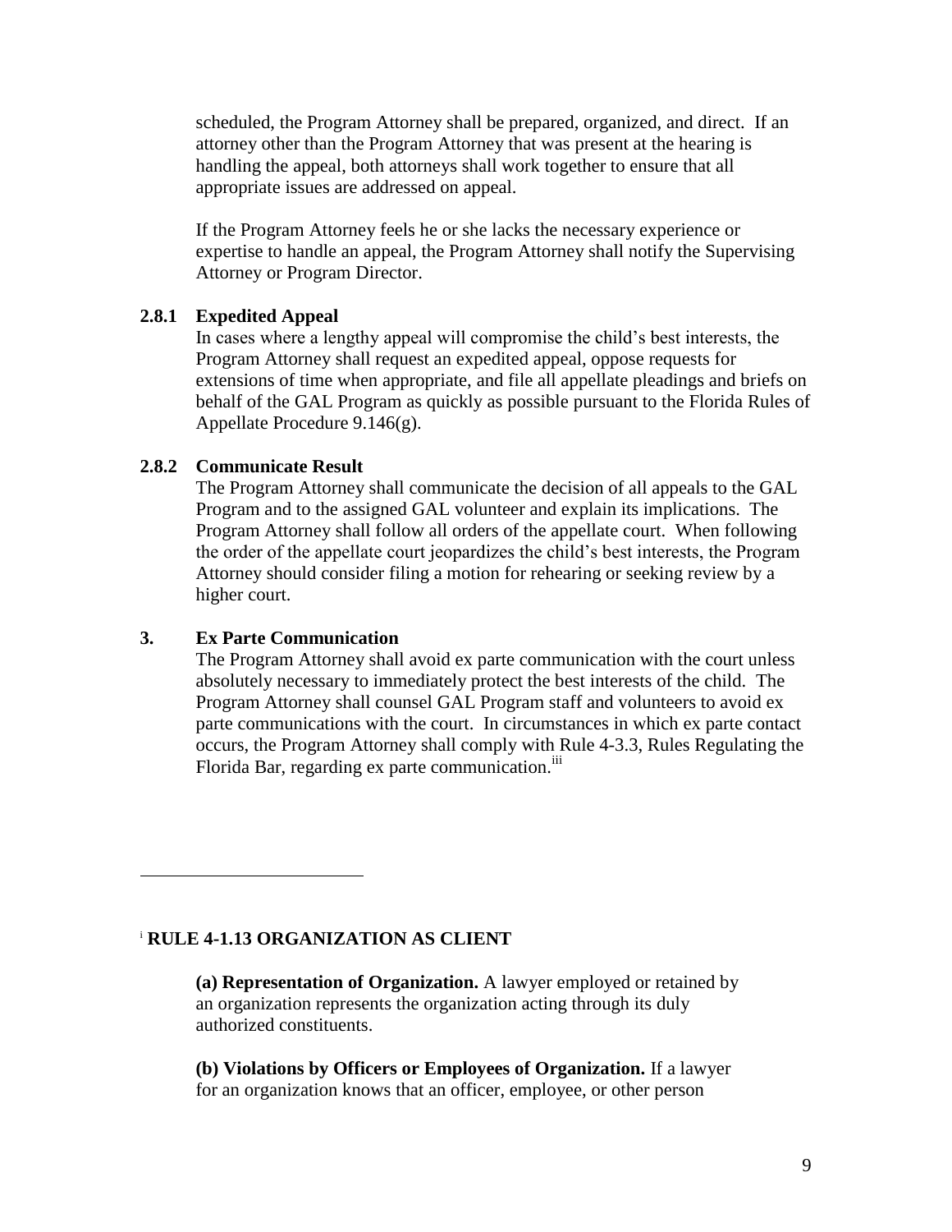scheduled, the Program Attorney shall be prepared, organized, and direct. If an attorney other than the Program Attorney that was present at the hearing is handling the appeal, both attorneys shall work together to ensure that all appropriate issues are addressed on appeal.

If the Program Attorney feels he or she lacks the necessary experience or expertise to handle an appeal, the Program Attorney shall notify the Supervising Attorney or Program Director.

### 2.8.1 Expedited Appeal

In cases where a lengthy appeal will compromise the child's best interests, the Program Attorney shall request an expedited appeal, oppose requests for extensions of time when appropriate, and file all appellate pleadings and briefs on behalf of the GAL Program as quickly as possible pursuant to the Florida Rules of Appellate Procedure 9.146(g).

### 2.8.2 Communicate Result

The Program Attorney shall communicate the decision of all appeals to the GAL Program and to the assigned GAL volunteer and explain its implications. The Program Attorney shall follow all orders of the appellate court. When following the order of the appellate court jeopardizes the child's best interests, the Program Attorney should consider filing a motion for rehearing or seeking review by a higher court.

## 3. Ex Parte Communication

The Program Attorney shall avoid ex parte communication with the court unless absolutely necessary to immediately protect the best interests of the child. The Program Attorney shall counsel GAL Program staff and volunteers to avoid ex parte communications with the court. In circumstances in which ex parte contact occurs, the Program Attorney shall comply with Rule 4-3.3, Rules Regulating the Florida Bar, regarding ex parte communication.[iii]

---

[i] **RULE 4-1.13 ORGANIZATION AS CLIENT**

**(a) Representation of Organization.** A lawyer employed or retained by an organization represents the organization acting through its duly authorized constituents.

**(b) Violations by Officers or Employees of Organization.** If a lawyer for an organization knows that an officer, employee, or other person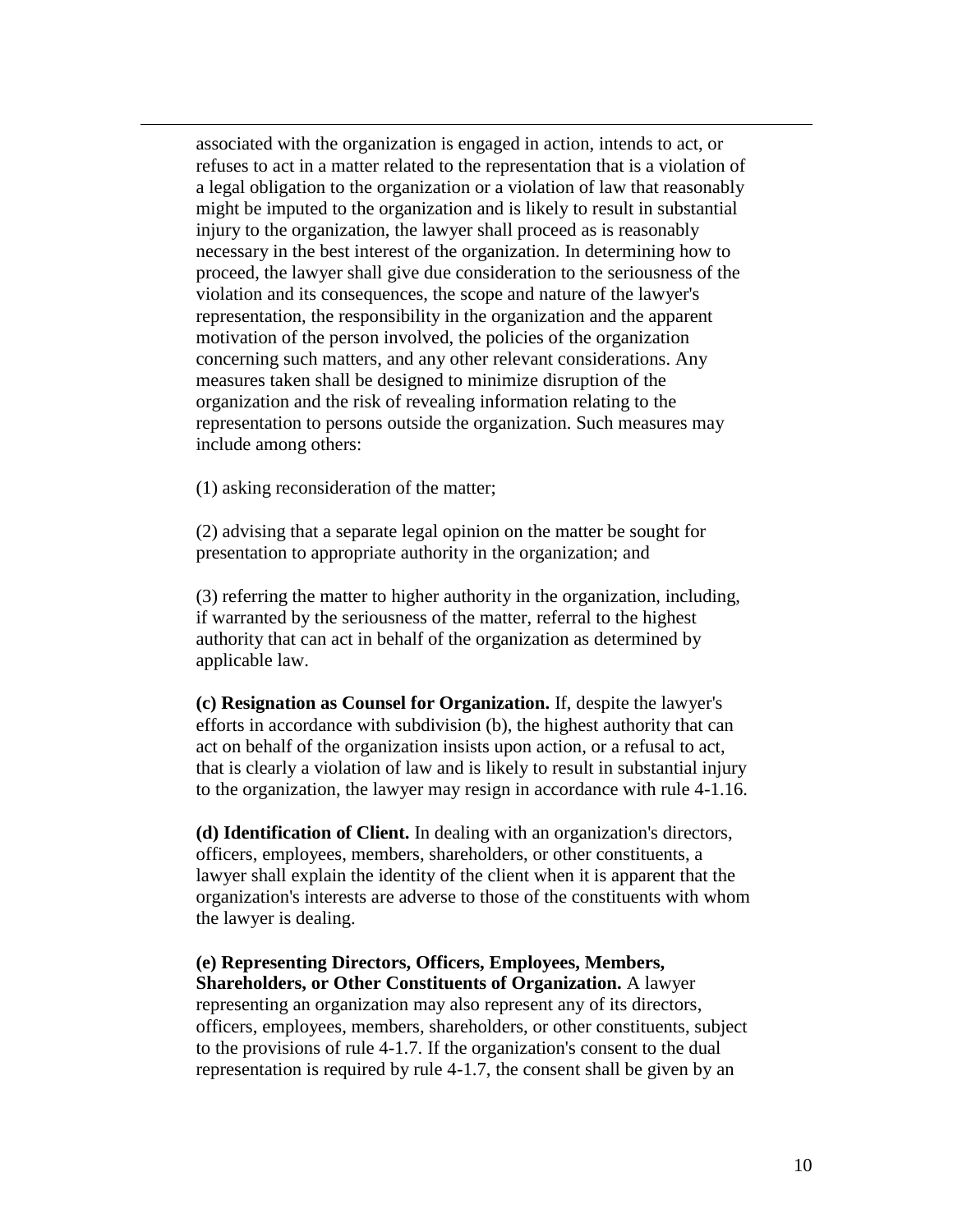associated with the organization is engaged in action, intends to act, or refuses to act in a matter related to the representation that is a violation of a legal obligation to the organization or a violation of law that reasonably might be imputed to the organization and is likely to result in substantial injury to the organization, the lawyer shall proceed as is reasonably necessary in the best interest of the organization. In determining how to proceed, the lawyer shall give due consideration to the seriousness of the violation and its consequences, the scope and nature of the lawyer's representation, the responsibility in the organization and the apparent motivation of the person involved, the policies of the organization concerning such matters, and any other relevant considerations. Any measures taken shall be designed to minimize disruption of the organization and the risk of revealing information relating to the representation to persons outside the organization. Such measures may include among others:

(1) asking reconsideration of the matter;

(2) advising that a separate legal opinion on the matter be sought for presentation to appropriate authority in the organization; and

(3) referring the matter to higher authority in the organization, including, if warranted by the seriousness of the matter, referral to the highest authority that can act in behalf of the organization as determined by applicable law.

**(c) Resignation as Counsel for Organization.** If, despite the lawyer's efforts in accordance with subdivision (b), the highest authority that can act on behalf of the organization insists upon action, or a refusal to act, that is clearly a violation of law and is likely to result in substantial injury to the organization, the lawyer may resign in accordance with rule 4-1.16.

**(d) Identification of Client.** In dealing with an organization's directors, officers, employees, members, shareholders, or other constituents, a lawyer shall explain the identity of the client when it is apparent that the organization's interests are adverse to those of the constituents with whom the lawyer is dealing.

**(e) Representing Directors, Officers, Employees, Members, Shareholders, or Other Constituents of Organization.** A lawyer representing an organization may also represent any of its directors, officers, employees, members, shareholders, or other constituents, subject to the provisions of rule 4-1.7. If the organization's consent to the dual representation is required by rule 4-1.7, the consent shall be given by an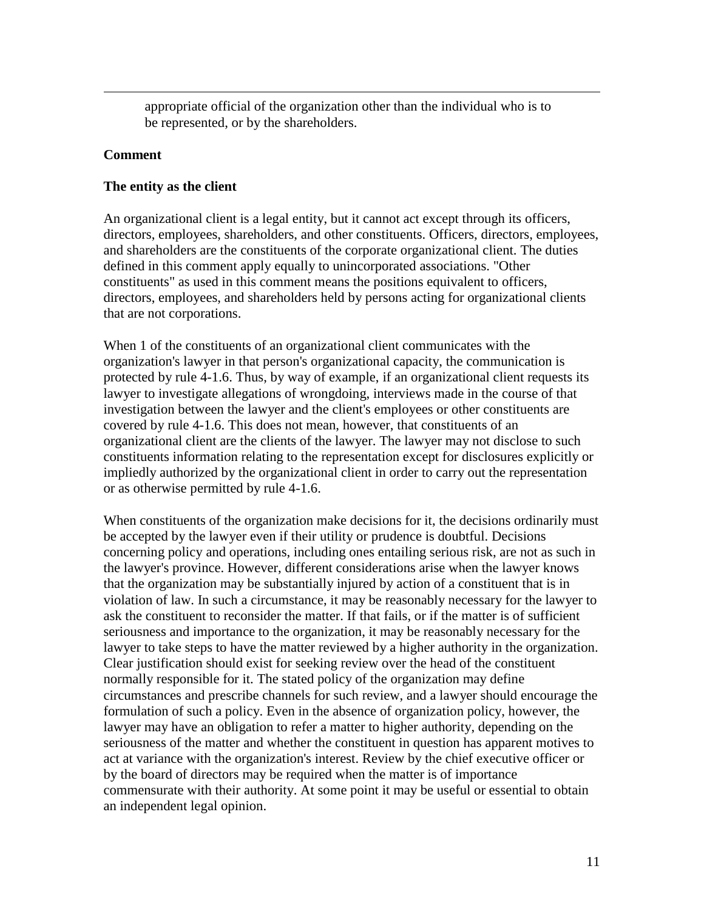appropriate official of the organization other than the individual who is to be represented, or by the shareholders.

**Comment**

**The entity as the client**

An organizational client is a legal entity, but it cannot act except through its officers, directors, employees, shareholders, and other constituents. Officers, directors, employees, and shareholders are the constituents of the corporate organizational client. The duties defined in this comment apply equally to unincorporated associations. "Other constituents" as used in this comment means the positions equivalent to officers, directors, employees, and shareholders held by persons acting for organizational clients that are not corporations.

When 1 of the constituents of an organizational client communicates with the organization's lawyer in that person's organizational capacity, the communication is protected by rule 4-1.6. Thus, by way of example, if an organizational client requests its lawyer to investigate allegations of wrongdoing, interviews made in the course of that investigation between the lawyer and the client's employees or other constituents are covered by rule 4-1.6. This does not mean, however, that constituents of an organizational client are the clients of the lawyer. The lawyer may not disclose to such constituents information relating to the representation except for disclosures explicitly or impliedly authorized by the organizational client in order to carry out the representation or as otherwise permitted by rule 4-1.6.

When constituents of the organization make decisions for it, the decisions ordinarily must be accepted by the lawyer even if their utility or prudence is doubtful. Decisions concerning policy and operations, including ones entailing serious risk, are not as such in the lawyer's province. However, different considerations arise when the lawyer knows that the organization may be substantially injured by action of a constituent that is in violation of law. In such a circumstance, it may be reasonably necessary for the lawyer to ask the constituent to reconsider the matter. If that fails, or if the matter is of sufficient seriousness and importance to the organization, it may be reasonably necessary for the lawyer to take steps to have the matter reviewed by a higher authority in the organization. Clear justification should exist for seeking review over the head of the constituent normally responsible for it. The stated policy of the organization may define circumstances and prescribe channels for such review, and a lawyer should encourage the formulation of such a policy. Even in the absence of organization policy, however, the lawyer may have an obligation to refer a matter to higher authority, depending on the seriousness of the matter and whether the constituent in question has apparent motives to act at variance with the organization's interest. Review by the chief executive officer or by the board of directors may be required when the matter is of importance commensurate with their authority. At some point it may be useful or essential to obtain an independent legal opinion.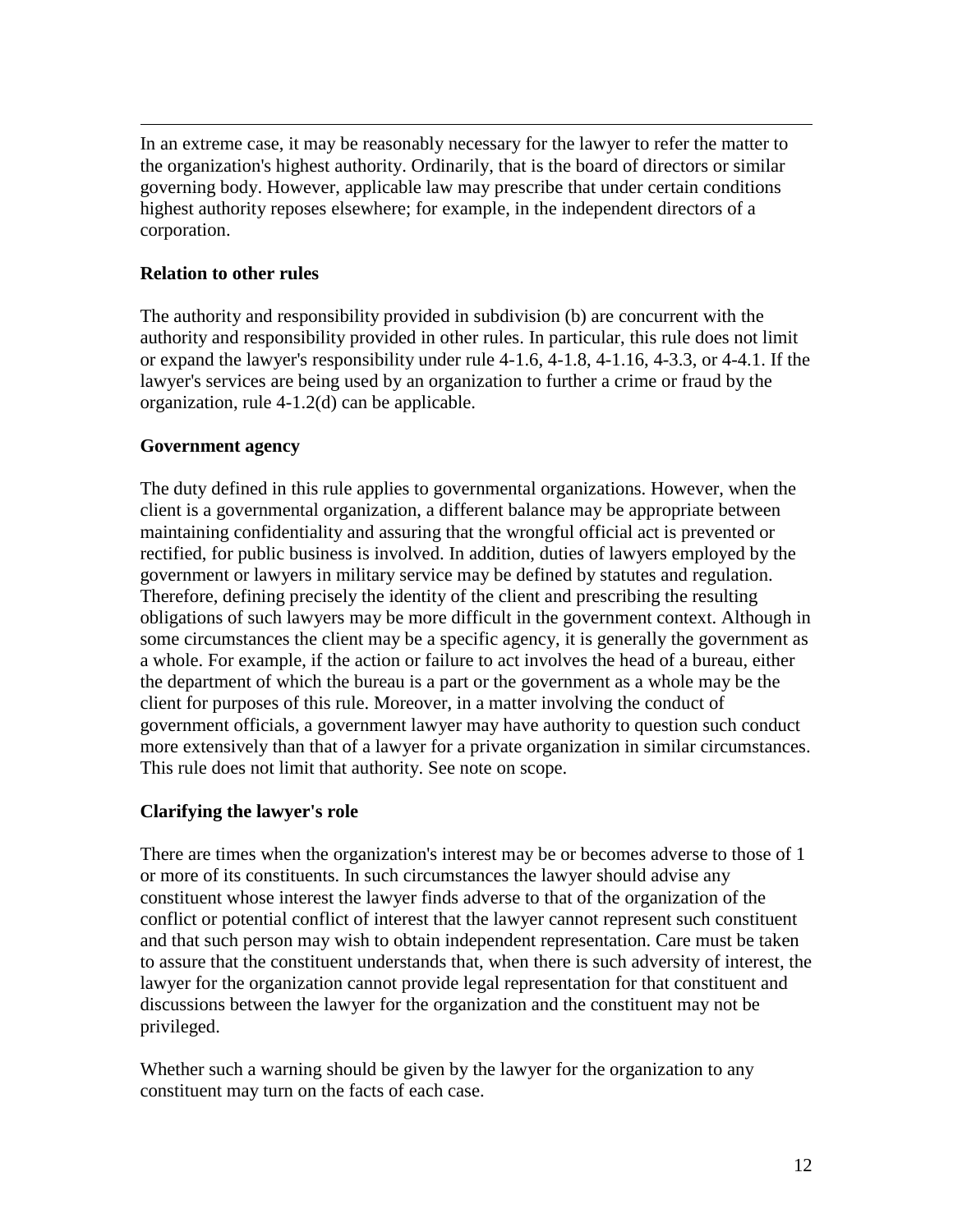In an extreme case, it may be reasonably necessary for the lawyer to refer the matter to the organization's highest authority. Ordinarily, that is the board of directors or similar governing body. However, applicable law may prescribe that under certain conditions highest authority reposes elsewhere; for example, in the independent directors of a corporation.

**Relation to other rules**

The authority and responsibility provided in subdivision (b) are concurrent with the authority and responsibility provided in other rules. In particular, this rule does not limit or expand the lawyer's responsibility under rule 4-1.6, 4-1.8, 4-1.16, 4-3.3, or 4-4.1. If the lawyer's services are being used by an organization to further a crime or fraud by the organization, rule 4-1.2(d) can be applicable.

**Government agency**

The duty defined in this rule applies to governmental organizations. However, when the client is a governmental organization, a different balance may be appropriate between maintaining confidentiality and assuring that the wrongful official act is prevented or rectified, for public business is involved. In addition, duties of lawyers employed by the government or lawyers in military service may be defined by statutes and regulation. Therefore, defining precisely the identity of the client and prescribing the resulting obligations of such lawyers may be more difficult in the government context. Although in some circumstances the client may be a specific agency, it is generally the government as a whole. For example, if the action or failure to act involves the head of a bureau, either the department of which the bureau is a part or the government as a whole may be the client for purposes of this rule. Moreover, in a matter involving the conduct of government officials, a government lawyer may have authority to question such conduct more extensively than that of a lawyer for a private organization in similar circumstances. This rule does not limit that authority. See note on scope.

**Clarifying the lawyer's role**

There are times when the organization's interest may be or becomes adverse to those of 1 or more of its constituents. In such circumstances the lawyer should advise any constituent whose interest the lawyer finds adverse to that of the organization of the conflict or potential conflict of interest that the lawyer cannot represent such constituent and that such person may wish to obtain independent representation. Care must be taken to assure that the constituent understands that, when there is such adversity of interest, the lawyer for the organization cannot provide legal representation for that constituent and discussions between the lawyer for the organization and the constituent may not be privileged.

Whether such a warning should be given by the lawyer for the organization to any constituent may turn on the facts of each case.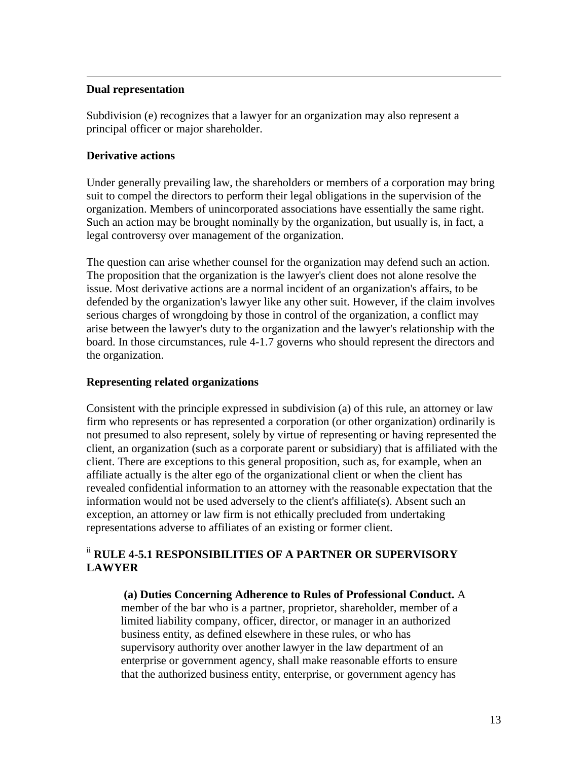**Dual representation**

Subdivision (e) recognizes that a lawyer for an organization may also represent a principal officer or major shareholder.

**Derivative actions**

Under generally prevailing law, the shareholders or members of a corporation may bring suit to compel the directors to perform their legal obligations in the supervision of the organization. Members of unincorporated associations have essentially the same right. Such an action may be brought nominally by the organization, but usually is, in fact, a legal controversy over management of the organization.

The question can arise whether counsel for the organization may defend such an action. The proposition that the organization is the lawyer's client does not alone resolve the issue. Most derivative actions are a normal incident of an organization's affairs, to be defended by the organization's lawyer like any other suit. However, if the claim involves serious charges of wrongdoing by those in control of the organization, a conflict may arise between the lawyer's duty to the organization and the lawyer's relationship with the board. In those circumstances, rule 4-1.7 governs who should represent the directors and the organization.

**Representing related organizations**

Consistent with the principle expressed in subdivision (a) of this rule, an attorney or law firm who represents or has represented a corporation (or other organization) ordinarily is not presumed to also represent, solely by virtue of representing or having represented the client, an organization (such as a corporate parent or subsidiary) that is affiliated with the client. There are exceptions to this general proposition, such as, for example, when an affiliate actually is the alter ego of the organizational client or when the client has revealed confidential information to an attorney with the reasonable expectation that the information would not be used adversely to the client's affiliate(s). Absent such an exception, an attorney or law firm is not ethically precluded from undertaking representations adverse to affiliates of an existing or former client.

[ii] **RULE 4-5.1 RESPONSIBILITIES OF A PARTNER OR SUPERVISORY LAWYER**

> **(a) Duties Concerning Adherence to Rules of Professional Conduct.** A member of the bar who is a partner, proprietor, shareholder, member of a limited liability company, officer, director, or manager in an authorized business entity, as defined elsewhere in these rules, or who has supervisory authority over another lawyer in the law department of an enterprise or government agency, shall make reasonable efforts to ensure that the authorized business entity, enterprise, or government agency has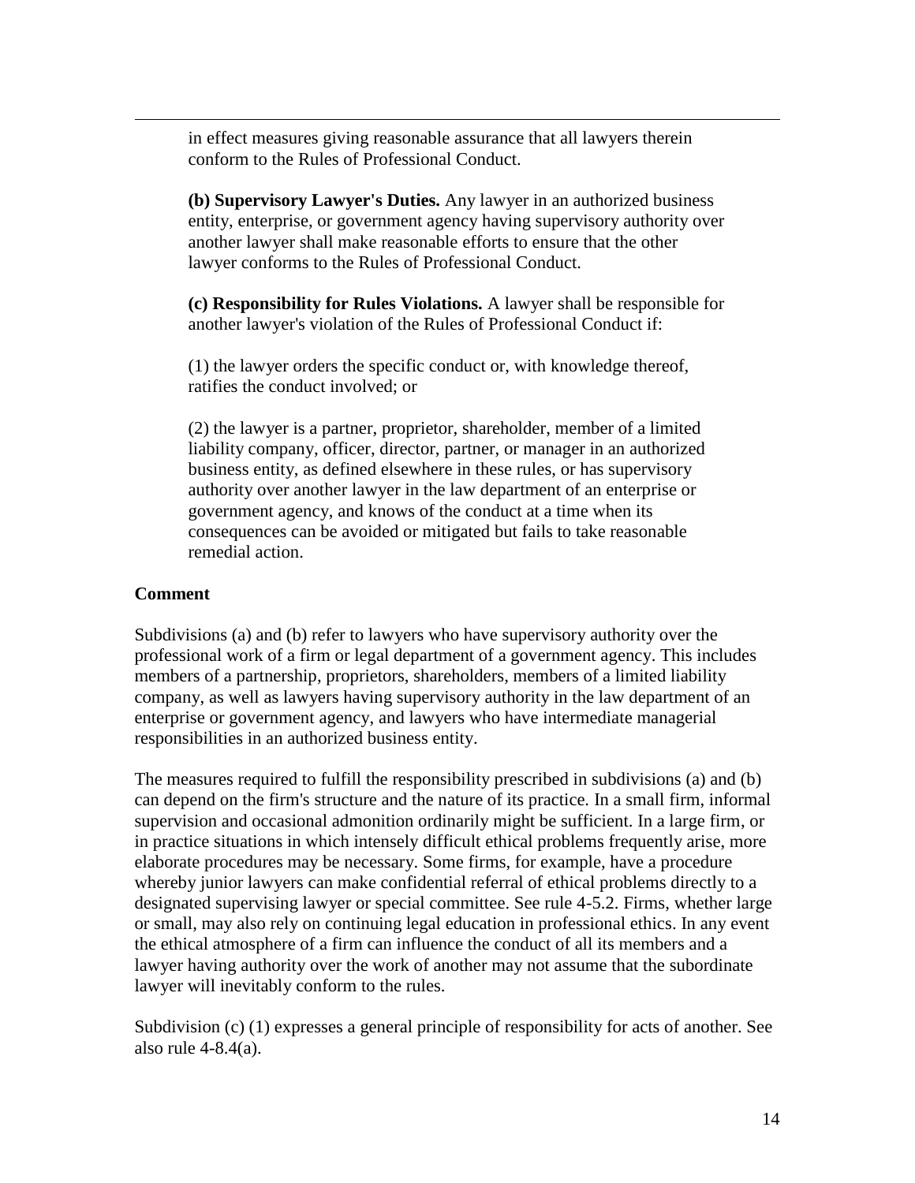in effect measures giving reasonable assurance that all lawyers therein conform to the Rules of Professional Conduct.

**(b) Supervisory Lawyer's Duties.** Any lawyer in an authorized business entity, enterprise, or government agency having supervisory authority over another lawyer shall make reasonable efforts to ensure that the other lawyer conforms to the Rules of Professional Conduct.

**(c) Responsibility for Rules Violations.** A lawyer shall be responsible for another lawyer's violation of the Rules of Professional Conduct if:

(1) the lawyer orders the specific conduct or, with knowledge thereof, ratifies the conduct involved; or

(2) the lawyer is a partner, proprietor, shareholder, member of a limited liability company, officer, director, partner, or manager in an authorized business entity, as defined elsewhere in these rules, or has supervisory authority over another lawyer in the law department of an enterprise or government agency, and knows of the conduct at a time when its consequences can be avoided or mitigated but fails to take reasonable remedial action.

**Comment**

Subdivisions (a) and (b) refer to lawyers who have supervisory authority over the professional work of a firm or legal department of a government agency. This includes members of a partnership, proprietors, shareholders, members of a limited liability company, as well as lawyers having supervisory authority in the law department of an enterprise or government agency, and lawyers who have intermediate managerial responsibilities in an authorized business entity.

The measures required to fulfill the responsibility prescribed in subdivisions (a) and (b) can depend on the firm's structure and the nature of its practice. In a small firm, informal supervision and occasional admonition ordinarily might be sufficient. In a large firm, or in practice situations in which intensely difficult ethical problems frequently arise, more elaborate procedures may be necessary. Some firms, for example, have a procedure whereby junior lawyers can make confidential referral of ethical problems directly to a designated supervising lawyer or special committee. See rule 4-5.2. Firms, whether large or small, may also rely on continuing legal education in professional ethics. In any event the ethical atmosphere of a firm can influence the conduct of all its members and a lawyer having authority over the work of another may not assume that the subordinate lawyer will inevitably conform to the rules.

Subdivision (c) (1) expresses a general principle of responsibility for acts of another. See also rule 4-8.4(a).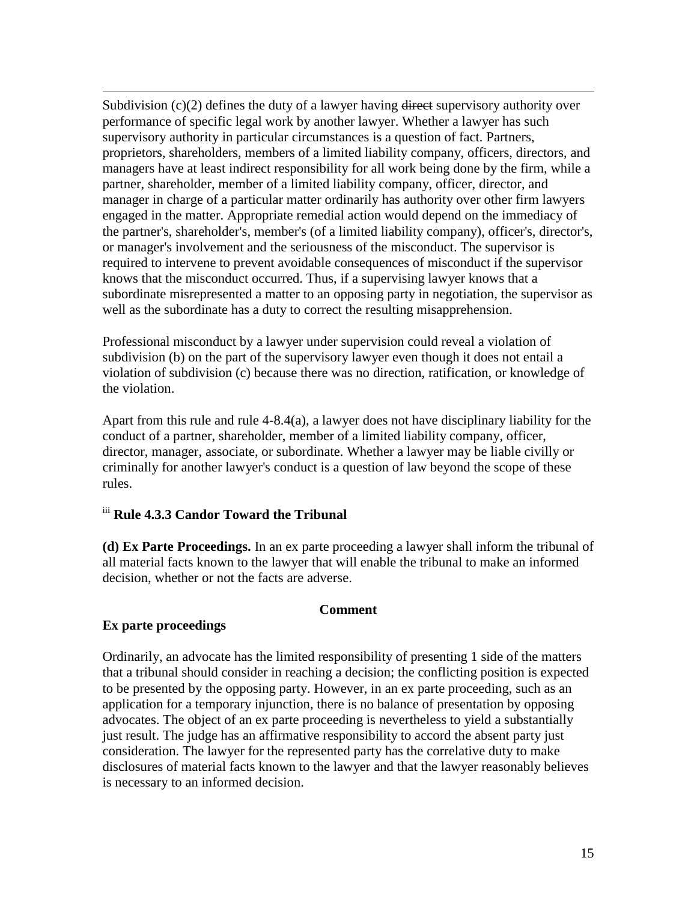Subdivision (c)(2) defines the duty of a lawyer having ~~direct~~ supervisory authority over performance of specific legal work by another lawyer. Whether a lawyer has such supervisory authority in particular circumstances is a question of fact. Partners, proprietors, shareholders, members of a limited liability company, officers, directors, and managers have at least indirect responsibility for all work being done by the firm, while a partner, shareholder, member of a limited liability company, officer, director, and manager in charge of a particular matter ordinarily has authority over other firm lawyers engaged in the matter. Appropriate remedial action would depend on the immediacy of the partner's, shareholder's, member's (of a limited liability company), officer's, director's, or manager's involvement and the seriousness of the misconduct. The supervisor is required to intervene to prevent avoidable consequences of misconduct if the supervisor knows that the misconduct occurred. Thus, if a supervising lawyer knows that a subordinate misrepresented a matter to an opposing party in negotiation, the supervisor as well as the subordinate has a duty to correct the resulting misapprehension.

Professional misconduct by a lawyer under supervision could reveal a violation of subdivision (b) on the part of the supervisory lawyer even though it does not entail a violation of subdivision (c) because there was no direction, ratification, or knowledge of the violation.

Apart from this rule and rule 4-8.4(a), a lawyer does not have disciplinary liability for the conduct of a partner, shareholder, member of a limited liability company, officer, director, manager, associate, or subordinate. Whether a lawyer may be liable civilly or criminally for another lawyer's conduct is a question of law beyond the scope of these rules.

[iii] **Rule 4.3.3 Candor Toward the Tribunal**

**(d) Ex Parte Proceedings.** In an ex parte proceeding a lawyer shall inform the tribunal of all material facts known to the lawyer that will enable the tribunal to make an informed decision, whether or not the facts are adverse.

**Comment**

**Ex parte proceedings**

Ordinarily, an advocate has the limited responsibility of presenting 1 side of the matters that a tribunal should consider in reaching a decision; the conflicting position is expected to be presented by the opposing party. However, in an ex parte proceeding, such as an application for a temporary injunction, there is no balance of presentation by opposing advocates. The object of an ex parte proceeding is nevertheless to yield a substantially just result. The judge has an affirmative responsibility to accord the absent party just consideration. The lawyer for the represented party has the correlative duty to make disclosures of material facts known to the lawyer and that the lawyer reasonably believes is necessary to an informed decision.